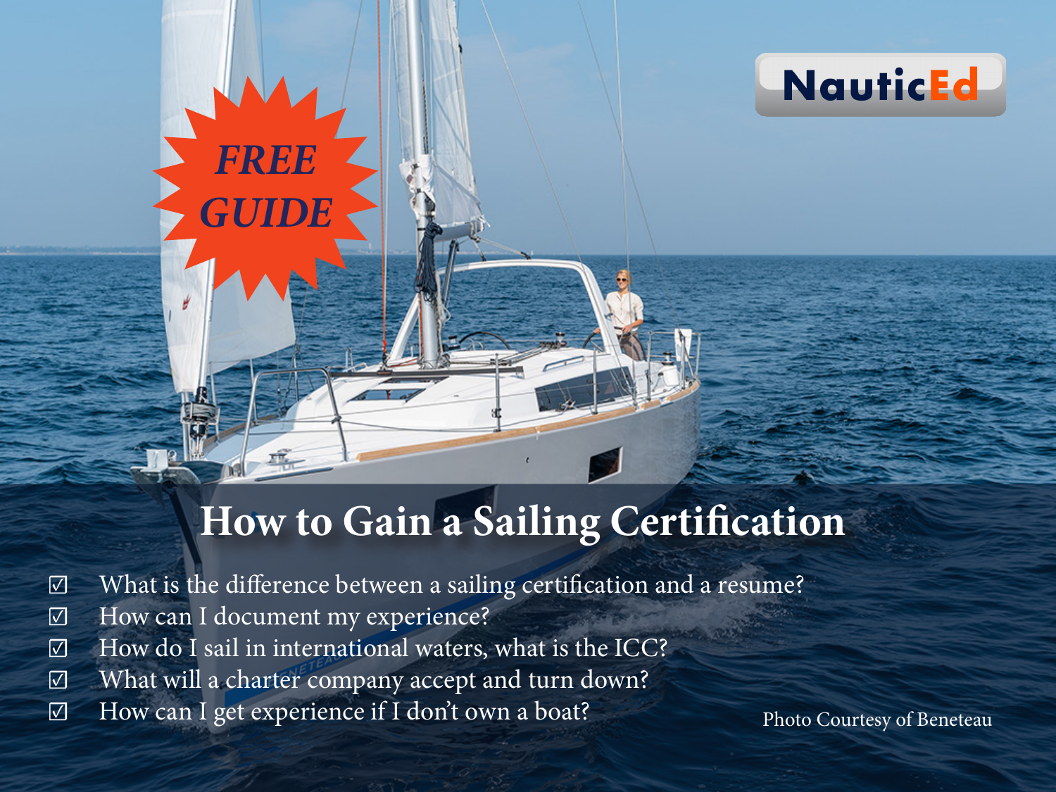NauticEd

*FREE GUIDE*

# How to Gain a Sailing Certification

- ☑ What is the difference between a sailing certification and a resume?
- ☑ How can I document my experience?
- ☑ How do I sail in international waters, what is the ICC?
- ☑ What will a charter company accept and turn down?
- ☑ How can I get experience if I don't own a boat?

Photo Courtesy of Beneteau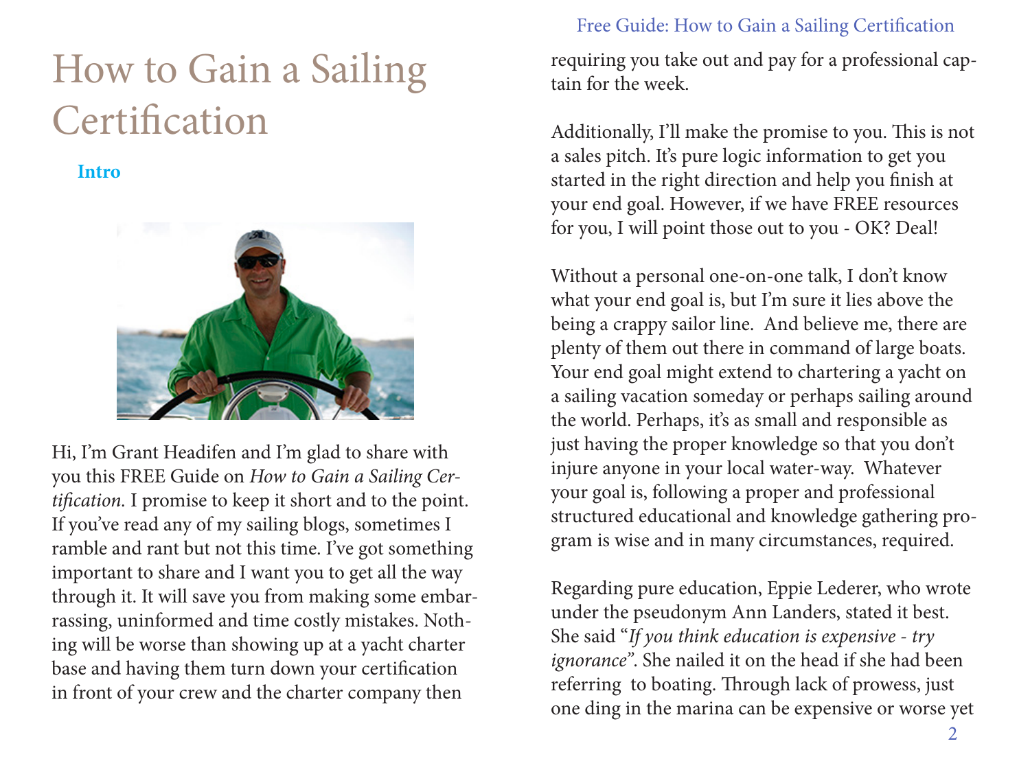# How to Gain a Sailing Certification

## Intro

Hi, I'm Grant Headifen and I'm glad to share with you this FREE Guide on *How to Gain a Sailing Certification.* I promise to keep it short and to the point. If you've read any of my sailing blogs, sometimes I ramble and rant but not this time. I've got something important to share and I want you to get all the way through it. It will save you from making some embarrassing, uninformed and time costly mistakes. Nothing will be worse than showing up at a yacht charter base and having them turn down your certification in front of your crew and the charter company then requiring you take out and pay for a professional captain for the week.

Additionally, I'll make the promise to you. This is not a sales pitch. It's pure logic information to get you started in the right direction and help you finish at your end goal. However, if we have FREE resources for you, I will point those out to you - OK? Deal!

Without a personal one-on-one talk, I don't know what your end goal is, but I'm sure it lies above the being a crappy sailor line. And believe me, there are plenty of them out there in command of large boats. Your end goal might extend to chartering a yacht on a sailing vacation someday or perhaps sailing around the world. Perhaps, it's as small and responsible as just having the proper knowledge so that you don't injure anyone in your local water-way. Whatever your goal is, following a proper and professional structured educational and knowledge gathering program is wise and in many circumstances, required.

Regarding pure education, Eppie Lederer, who wrote under the pseudonym Ann Landers, stated it best. She said "*If you think education is expensive - try ignorance*". She nailed it on the head if she had been referring to boating. Through lack of prowess, just one ding in the marina can be expensive or worse yet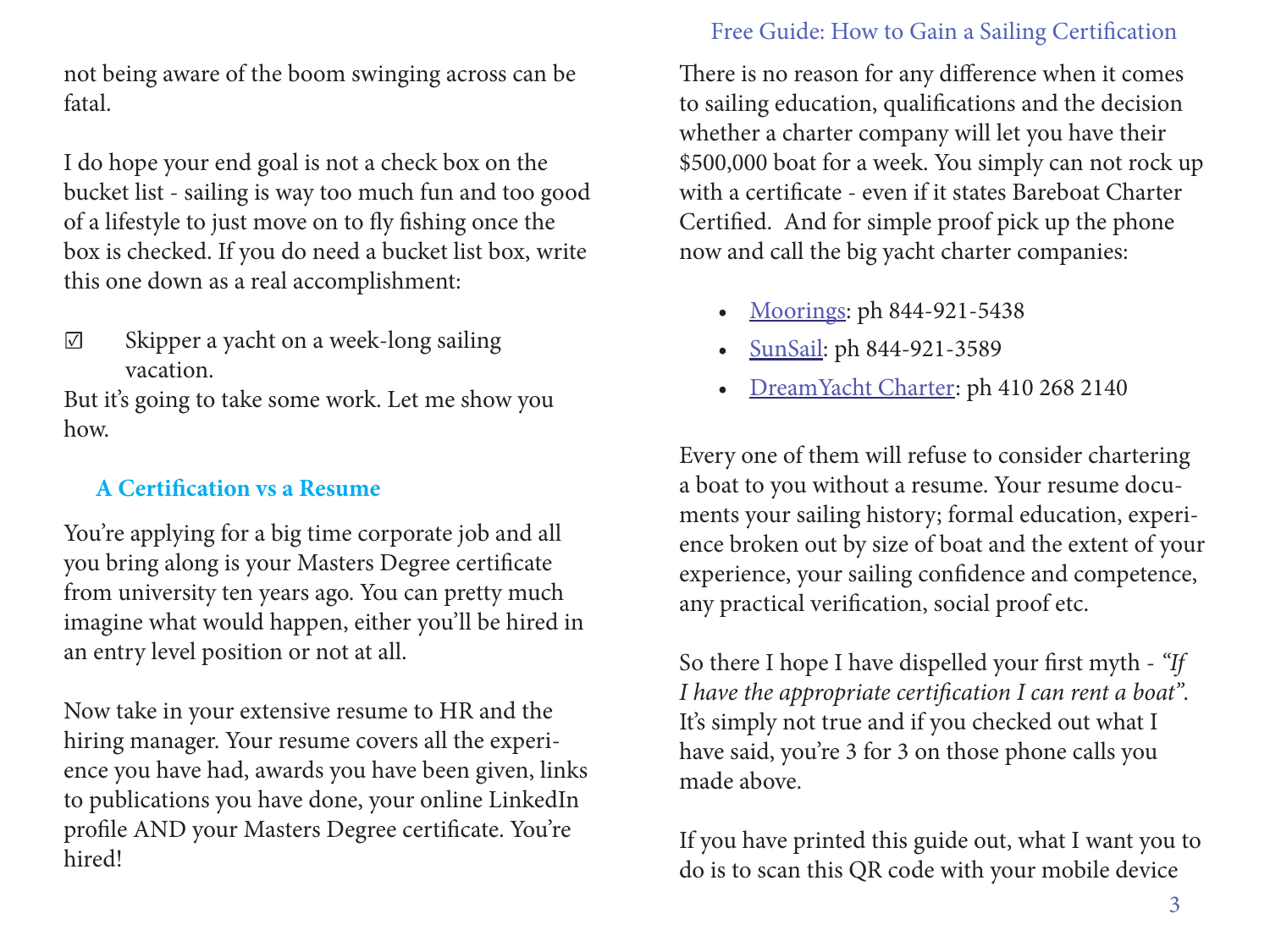not being aware of the boom swinging across can be fatal.

I do hope your end goal is not a check box on the bucket list - sailing is way too much fun and too good of a lifestyle to just move on to fly fishing once the box is checked. If you do need a bucket list box, write this one down as a real accomplishment:

☑ Skipper a yacht on a week-long sailing vacation.

But it's going to take some work. Let me show you how.

## A Certification vs a Resume

You're applying for a big time corporate job and all you bring along is your Masters Degree certificate from university ten years ago. You can pretty much imagine what would happen, either you'll be hired in an entry level position or not at all.

Now take in your extensive resume to HR and the hiring manager. Your resume covers all the experience you have had, awards you have been given, links to publications you have done, your online LinkedIn profile AND your Masters Degree certificate. You're hired!

There is no reason for any difference when it comes to sailing education, qualifications and the decision whether a charter company will let you have their $500,000 boat for a week. You simply can not rock up with a certificate - even if it states Bareboat Charter Certified. And for simple proof pick up the phone now and call the big yacht charter companies:

- Moorings: ph 844-921-5438
- SunSail: ph 844-921-3589
- DreamYacht Charter: ph 410 268 2140

Every one of them will refuse to consider chartering a boat to you without a resume. Your resume documents your sailing history; formal education, experience broken out by size of boat and the extent of your experience, your sailing confidence and competence, any practical verification, social proof etc.

So there I hope I have dispelled your first myth - *"If I have the appropriate certification I can rent a boat"*. It's simply not true and if you checked out what I have said, you're 3 for 3 on those phone calls you made above.

If you have printed this guide out, what I want you to do is to scan this QR code with your mobile device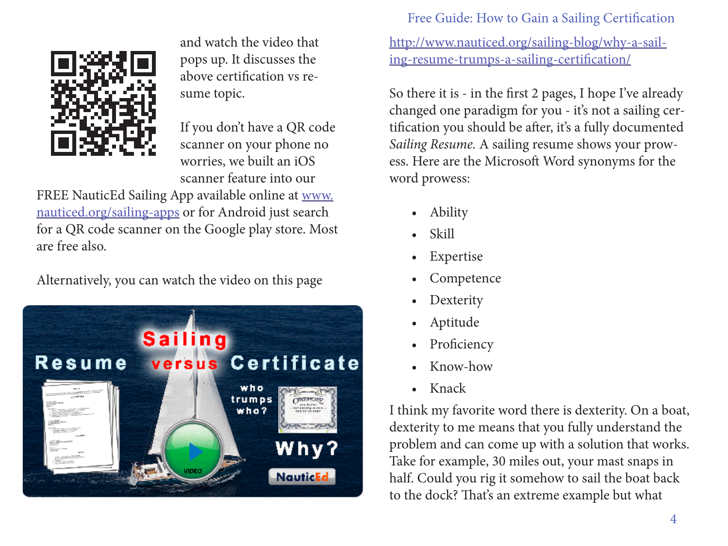and watch the video that pops up. It discusses the above certification vs resume topic.

If you don't have a QR code scanner on your phone no worries, we built an iOS scanner feature into our FREE NauticEd Sailing App available online at [www.nauticed.org/sailing-apps](http://www.nauticed.org/sailing-apps) or for Android just search for a QR code scanner on the Google play store. Most are free also.

Alternatively, you can watch the video on this page

[http://www.nauticed.org/sailing-blog/why-a-sailing-resume-trumps-a-sailing-certification/](http://www.nauticed.org/sailing-blog/why-a-sailing-resume-trumps-a-sailing-certification/)

So there it is - in the first 2 pages, I hope I've already changed one paradigm for you - it's not a sailing certification you should be after, it's a fully documented *Sailing Resume.* A sailing resume shows your prowess. Here are the Microsoft Word synonyms for the word prowess:

- Ability
- Skill
- Expertise
- Competence
- Dexterity
- Aptitude
- Proficiency
- Know-how
- Knack

I think my favorite word there is dexterity. On a boat, dexterity to me means that you fully understand the problem and can come up with a solution that works. Take for example, 30 miles out, your mast snaps in half. Could you rig it somehow to sail the boat back to the dock? That's an extreme example but what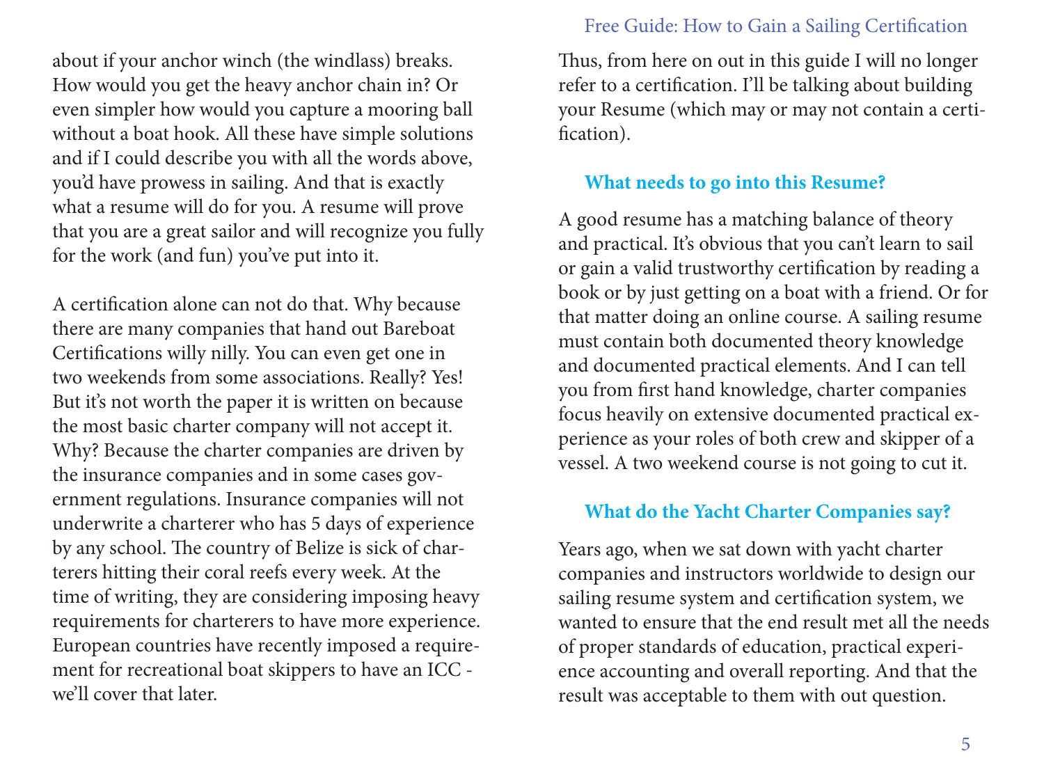about if your anchor winch (the windlass) breaks. How would you get the heavy anchor chain in? Or even simpler how would you capture a mooring ball without a boat hook. All these have simple solutions and if I could describe you with all the words above, you'd have prowess in sailing. And that is exactly what a resume will do for you. A resume will prove that you are a great sailor and will recognize you fully for the work (and fun) you've put into it.

A certification alone can not do that. Why because there are many companies that hand out Bareboat Certifications willy nilly. You can even get one in two weekends from some associations. Really? Yes! But it's not worth the paper it is written on because the most basic charter company will not accept it. Why? Because the charter companies are driven by the insurance companies and in some cases government regulations. Insurance companies will not underwrite a charterer who has 5 days of experience by any school. The country of Belize is sick of charterers hitting their coral reefs every week. At the time of writing, they are considering imposing heavy requirements for charterers to have more experience. European countries have recently imposed a requirement for recreational boat skippers to have an ICC - we'll cover that later.

Thus, from here on out in this guide I will no longer refer to a certification. I'll be talking about building your Resume (which may or may not contain a certification).

### What needs to go into this Resume?

A good resume has a matching balance of theory and practical. It's obvious that you can't learn to sail or gain a valid trustworthy certification by reading a book or by just getting on a boat with a friend. Or for that matter doing an online course. A sailing resume must contain both documented theory knowledge and documented practical elements. And I can tell you from first hand knowledge, charter companies focus heavily on extensive documented practical experience as your roles of both crew and skipper of a vessel. A two weekend course is not going to cut it.

### What do the Yacht Charter Companies say?

Years ago, when we sat down with yacht charter companies and instructors worldwide to design our sailing resume system and certification system, we wanted to ensure that the end result met all the needs of proper standards of education, practical experience accounting and overall reporting. And that the result was acceptable to them with out question.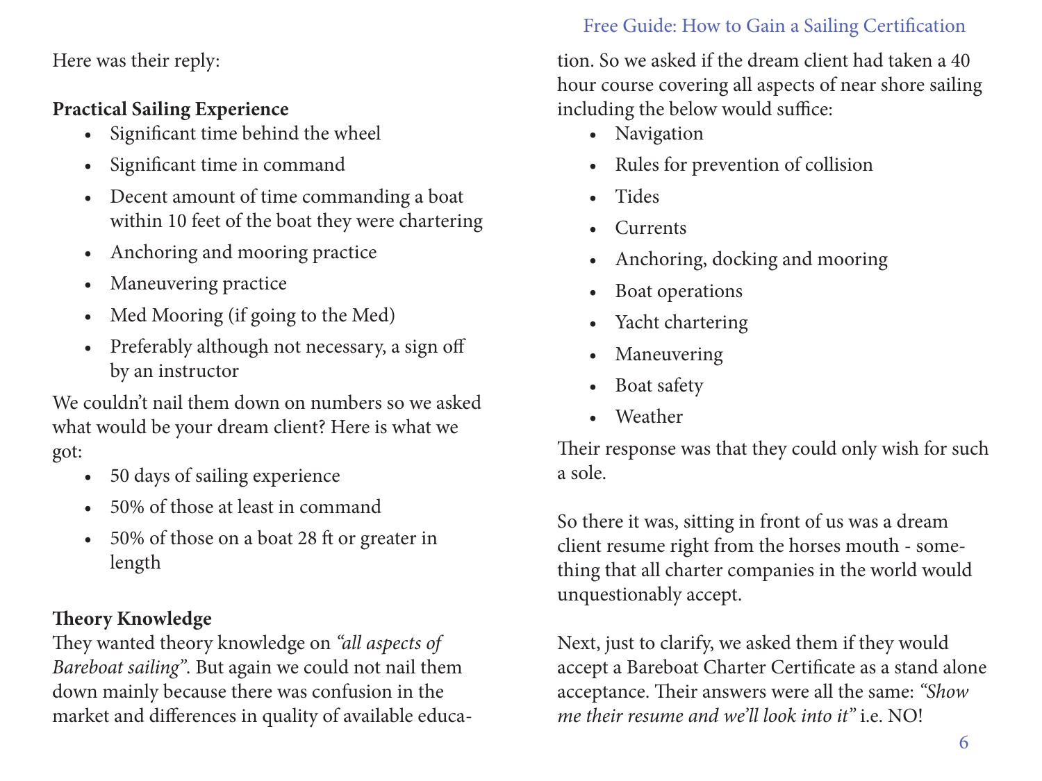Here was their reply:

**Practical Sailing Experience**

- Significant time behind the wheel
- Significant time in command
- Decent amount of time commanding a boat within 10 feet of the boat they were chartering
- Anchoring and mooring practice
- Maneuvering practice
- Med Mooring (if going to the Med)
- Preferably although not necessary, a sign off by an instructor

We couldn't nail them down on numbers so we asked what would be your dream client? Here is what we got:

- 50 days of sailing experience
- 50% of those at least in command
- 50% of those on a boat 28 ft or greater in length

**Theory Knowledge**

They wanted theory knowledge on *"all aspects of Bareboat sailing"*. But again we could not nail them down mainly because there was confusion in the market and differences in quality of available education. So we asked if the dream client had taken a 40 hour course covering all aspects of near shore sailing including the below would suffice:

- Navigation
- Rules for prevention of collision
- Tides
- Currents
- Anchoring, docking and mooring
- Boat operations
- Yacht chartering
- Maneuvering
- Boat safety
- Weather

Their response was that they could only wish for such a sole.

So there it was, sitting in front of us was a dream client resume right from the horses mouth - something that all charter companies in the world would unquestionably accept.

Next, just to clarify, we asked them if they would accept a Bareboat Charter Certificate as a stand alone acceptance. Their answers were all the same: *"Show me their resume and we'll look into it"* i.e. NO!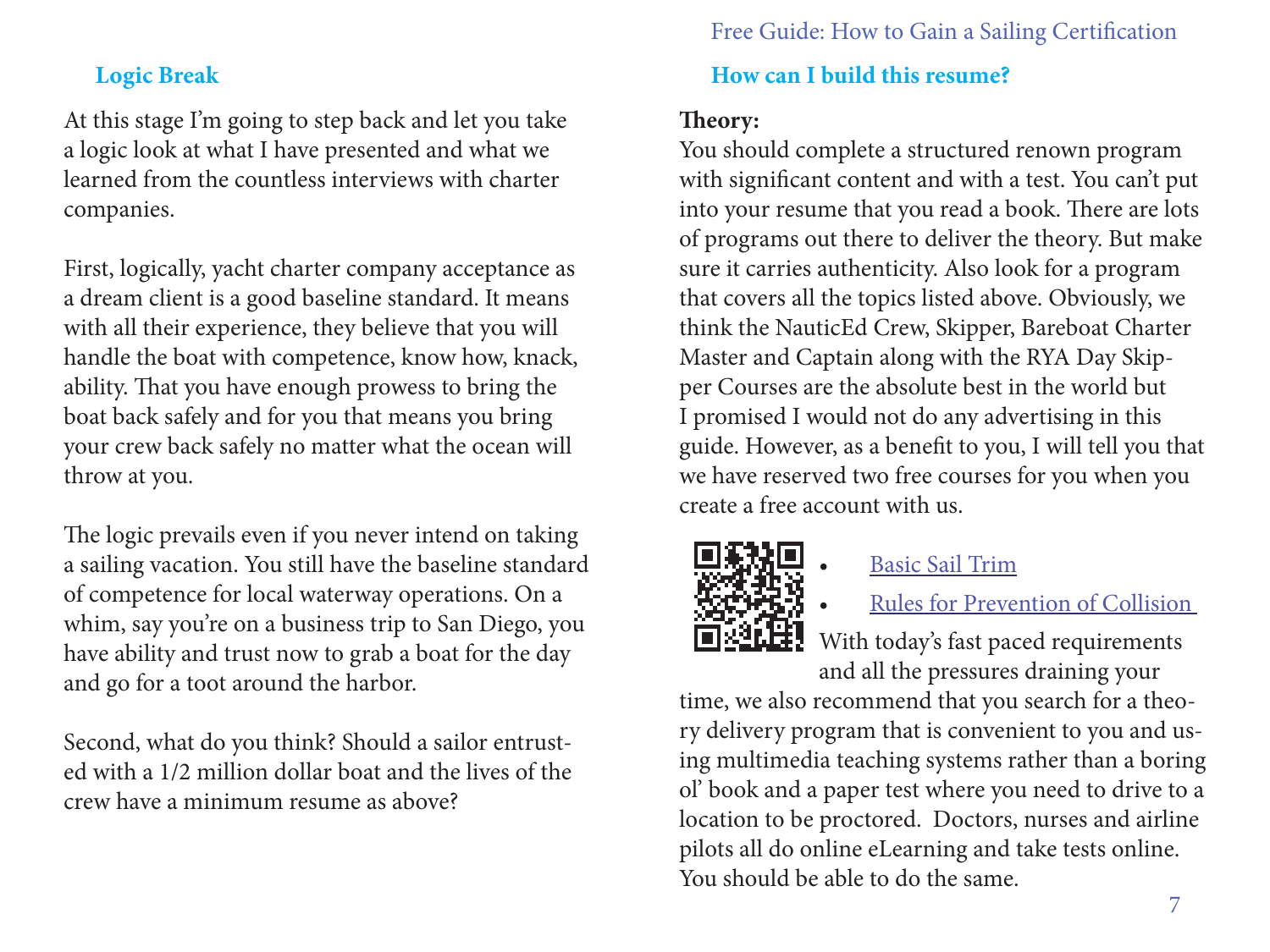### Logic Break

At this stage I'm going to step back and let you take a logic look at what I have presented and what we learned from the countless interviews with charter companies.

First, logically, yacht charter company acceptance as a dream client is a good baseline standard. It means with all their experience, they believe that you will handle the boat with competence, know how, knack, ability. That you have enough prowess to bring the boat back safely and for you that means you bring your crew back safely no matter what the ocean will throw at you.

The logic prevails even if you never intend on taking a sailing vacation. You still have the baseline standard of competence for local waterway operations. On a whim, say you're on a business trip to San Diego, you have ability and trust now to grab a boat for the day and go for a toot around the harbor.

Second, what do you think? Should a sailor entrusted with a 1/2 million dollar boat and the lives of the crew have a minimum resume as above?

### How can I build this resume?

**Theory:**
You should complete a structured renown program with significant content and with a test. You can't put into your resume that you read a book. There are lots of programs out there to deliver the theory. But make sure it carries authenticity. Also look for a program that covers all the topics listed above. Obviously, we think the NauticEd Crew, Skipper, Bareboat Charter Master and Captain along with the RYA Day Skipper Courses are the absolute best in the world but I promised I would not do any advertising in this guide. However, as a benefit to you, I will tell you that we have reserved two free courses for you when you create a free account with us.

- Basic Sail Trim
- Rules for Prevention of Collision

With today's fast paced requirements and all the pressures draining your time, we also recommend that you search for a theory delivery program that is convenient to you and using multimedia teaching systems rather than a boring ol' book and a paper test where you need to drive to a location to be proctored. Doctors, nurses and airline pilots all do online eLearning and take tests online. You should be able to do the same.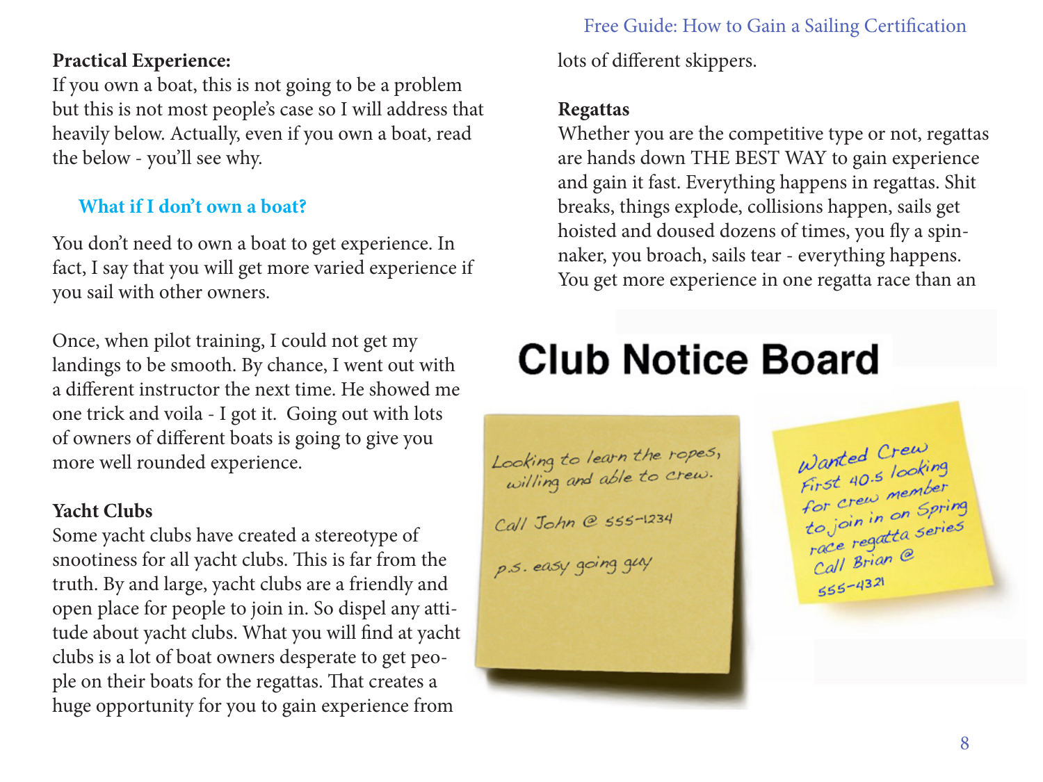**Practical Experience:**

If you own a boat, this is not going to be a problem but this is not most people's case so I will address that heavily below. Actually, even if you own a boat, read the below - you'll see why.

### What if I don't own a boat?

You don't need to own a boat to get experience. In fact, I say that you will get more varied experience if you sail with other owners.

Once, when pilot training, I could not get my landings to be smooth. By chance, I went out with a different instructor the next time. He showed me one trick and voila - I got it. Going out with lots of owners of different boats is going to give you more well rounded experience.

**Yacht Clubs**

Some yacht clubs have created a stereotype of snootiness for all yacht clubs. This is far from the truth. By and large, yacht clubs are a friendly and open place for people to join in. So dispel any attitude about yacht clubs. What you will find at yacht clubs is a lot of boat owners desperate to get people on their boats for the regattas. That creates a huge opportunity for you to gain experience from lots of different skippers.

**Regattas**

Whether you are the competitive type or not, regattas are hands down THE BEST WAY to gain experience and gain it fast. Everything happens in regattas. Shit breaks, things explode, collisions happen, sails get hoisted and doused dozens of times, you fly a spinnaker, you broach, sails tear - everything happens. You get more experience in one regatta race than an

## Club Notice Board

Looking to learn the ropes, willing and able to crew.

Call John @ 555-1234

p.s. easy going guy

Wanted Crew
First 40.5 looking for crew member to join in on Spring race regatta series
Call Brian @ 555-4321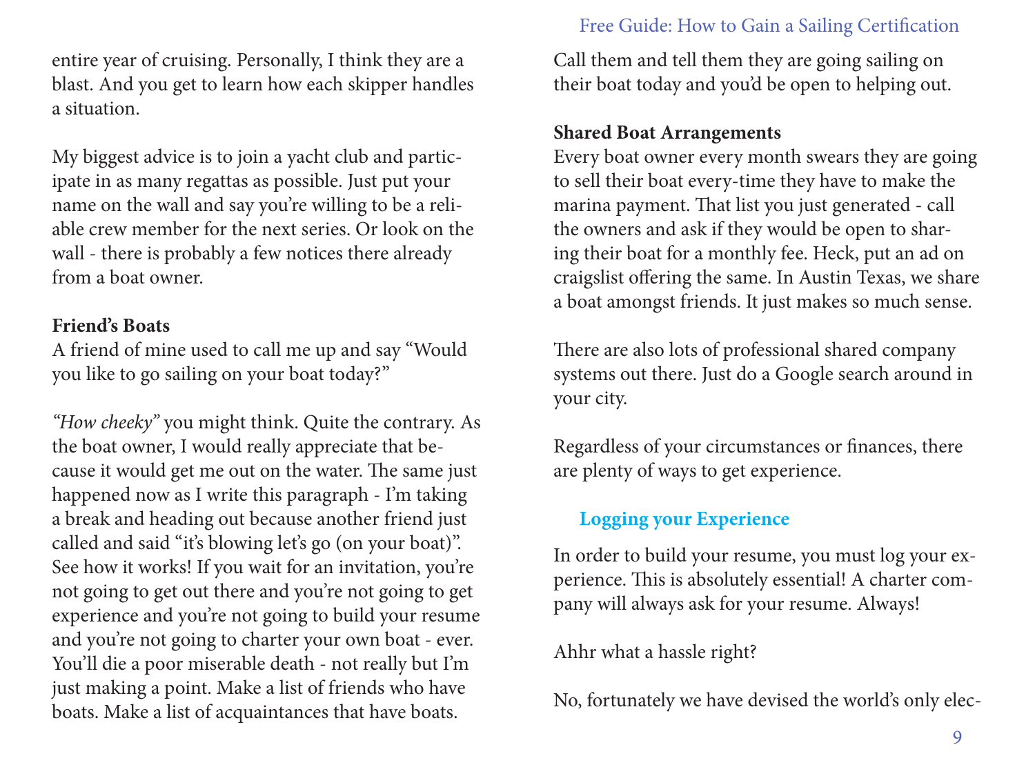entire year of cruising. Personally, I think they are a blast. And you get to learn how each skipper handles a situation.

My biggest advice is to join a yacht club and participate in as many regattas as possible. Just put your name on the wall and say you're willing to be a reliable crew member for the next series. Or look on the wall - there is probably a few notices there already from a boat owner.

**Friend's Boats**
A friend of mine used to call me up and say "Would you like to go sailing on your boat today?"

*"How cheeky"* you might think. Quite the contrary. As the boat owner, I would really appreciate that because it would get me out on the water. The same just happened now as I write this paragraph - I'm taking a break and heading out because another friend just called and said "it's blowing let's go (on your boat)". See how it works! If you wait for an invitation, you're not going to get out there and you're not going to get experience and you're not going to build your resume and you're not going to charter your own boat - ever. You'll die a poor miserable death - not really but I'm just making a point. Make a list of friends who have boats. Make a list of acquaintances that have boats. Call them and tell them they are going sailing on their boat today and you'd be open to helping out.

**Shared Boat Arrangements**
Every boat owner every month swears they are going to sell their boat every-time they have to make the marina payment. That list you just generated - call the owners and ask if they would be open to sharing their boat for a monthly fee. Heck, put an ad on craigslist offering the same. In Austin Texas, we share a boat amongst friends. It just makes so much sense.

There are also lots of professional shared company systems out there. Just do a Google search around in your city.

Regardless of your circumstances or finances, there are plenty of ways to get experience.

## Logging your Experience

In order to build your resume, you must log your experience. This is absolutely essential! A charter company will always ask for your resume. Always!

Ahhr what a hassle right?

No, fortunately we have devised the world's only elec-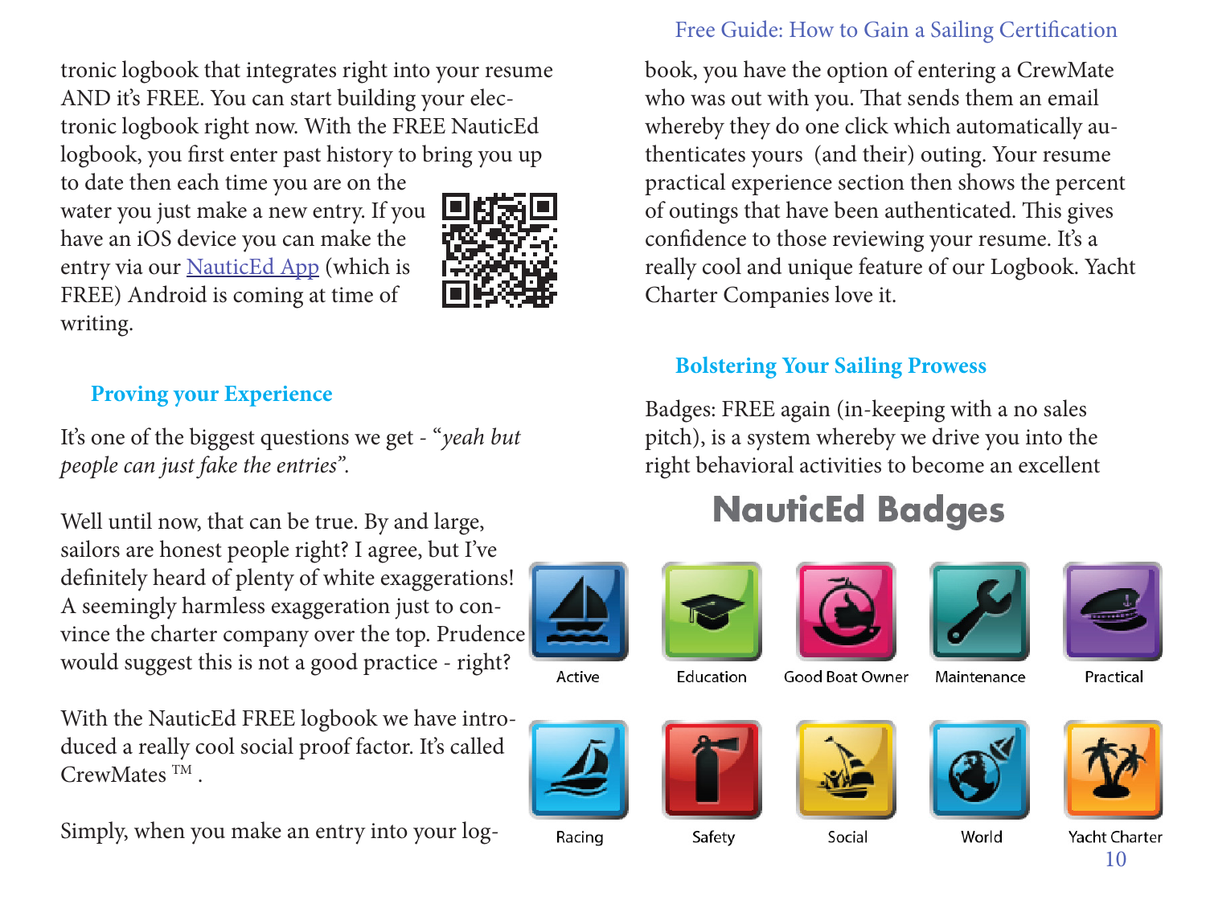tronic logbook that integrates right into your resume AND it's FREE. You can start building your electronic logbook right now. With the FREE NauticEd logbook, you first enter past history to bring you up to date then each time you are on the water you just make a new entry. If you have an iOS device you can make the entry via our NauticEd App (which is FREE) Android is coming at time of writing.

### Proving your Experience

It's one of the biggest questions we get - "*yeah but people can just fake the entries*".

Well until now, that can be true. By and large, sailors are honest people right? I agree, but I've definitely heard of plenty of white exaggerations! A seemingly harmless exaggeration just to convince the charter company over the top. Prudence would suggest this is not a good practice - right?

With the NauticEd FREE logbook we have introduced a really cool social proof factor. It's called CrewMates ™ .

Simply, when you make an entry into your logbook, you have the option of entering a CrewMate who was out with you. That sends them an email whereby they do one click which automatically authenticates yours (and their) outing. Your resume practical experience section then shows the percent of outings that have been authenticated. This gives confidence to those reviewing your resume. It's a really cool and unique feature of our Logbook. Yacht Charter Companies love it.

### Bolstering Your Sailing Prowess

Badges: FREE again (in-keeping with a no sales pitch), is a system whereby we drive you into the right behavioral activities to become an excellent

**NauticEd Badges**

Active, Education, Good Boat Owner, Maintenance, Practical, Racing, Safety, Social, World, Yacht Charter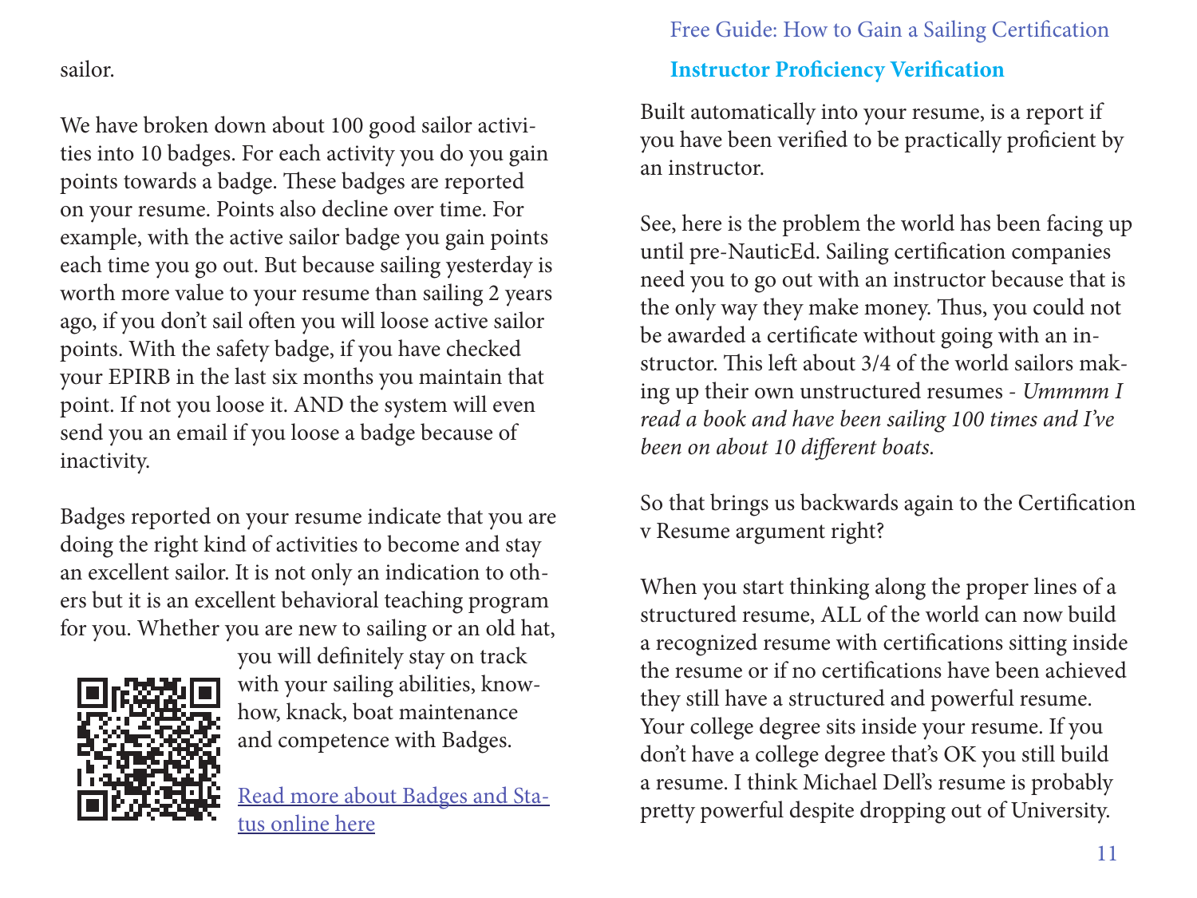sailor.

We have broken down about 100 good sailor activities into 10 badges. For each activity you do you gain points towards a badge. These badges are reported on your resume. Points also decline over time. For example, with the active sailor badge you gain points each time you go out. But because sailing yesterday is worth more value to your resume than sailing 2 years ago, if you don't sail often you will loose active sailor points. With the safety badge, if you have checked your EPIRB in the last six months you maintain that point. If not you loose it. AND the system will even send you an email if you loose a badge because of inactivity.

Badges reported on your resume indicate that you are doing the right kind of activities to become and stay an excellent sailor. It is not only an indication to others but it is an excellent behavioral teaching program for you. Whether you are new to sailing or an old hat, you will definitely stay on track with your sailing abilities, know-how, knack, boat maintenance and competence with Badges.

Read more about Badges and Status online here

### Instructor Proficiency Verification

Built automatically into your resume, is a report if you have been verified to be practically proficient by an instructor.

See, here is the problem the world has been facing up until pre-NauticEd. Sailing certification companies need you to go out with an instructor because that is the only way they make money. Thus, you could not be awarded a certificate without going with an instructor. This left about 3/4 of the world sailors making up their own unstructured resumes - *Ummmm I read a book and have been sailing 100 times and I've been on about 10 different boats.*

So that brings us backwards again to the Certification v Resume argument right?

When you start thinking along the proper lines of a structured resume, ALL of the world can now build a recognized resume with certifications sitting inside the resume or if no certifications have been achieved they still have a structured and powerful resume. Your college degree sits inside your resume. If you don't have a college degree that's OK you still build a resume. I think Michael Dell's resume is probably pretty powerful despite dropping out of University.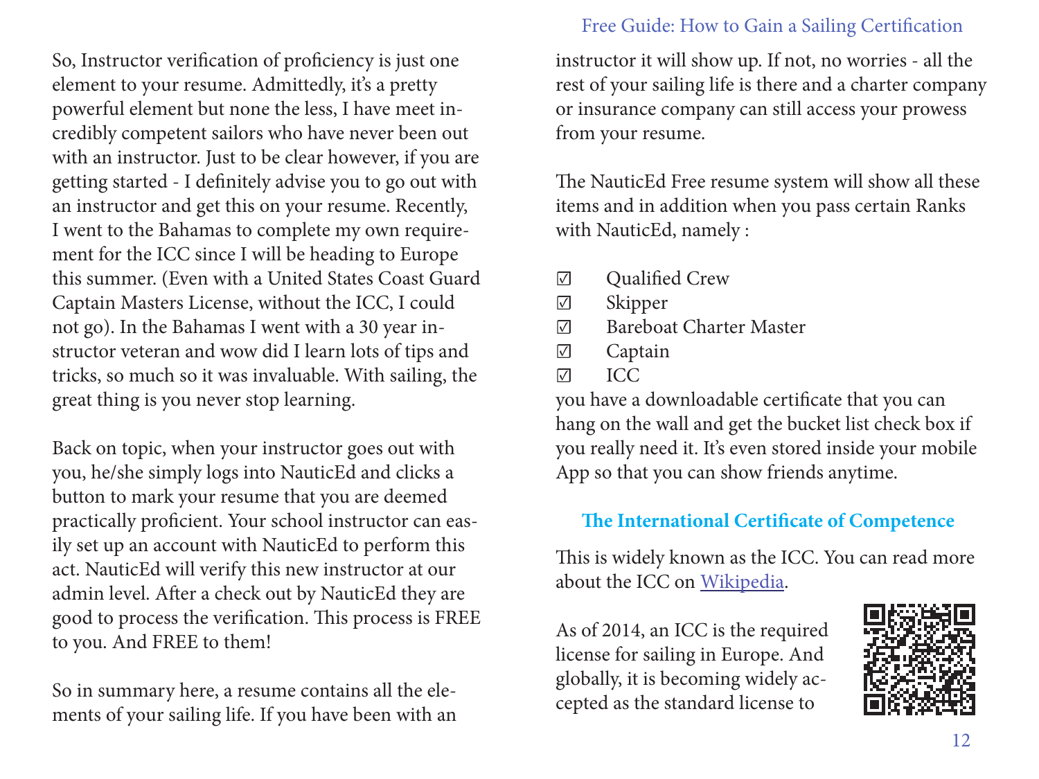So, Instructor verification of proficiency is just one element to your resume. Admittedly, it's a pretty powerful element but none the less, I have meet incredibly competent sailors who have never been out with an instructor. Just to be clear however, if you are getting started - I definitely advise you to go out with an instructor and get this on your resume. Recently, I went to the Bahamas to complete my own requirement for the ICC since I will be heading to Europe this summer. (Even with a United States Coast Guard Captain Masters License, without the ICC, I could not go). In the Bahamas I went with a 30 year instructor veteran and wow did I learn lots of tips and tricks, so much so it was invaluable. With sailing, the great thing is you never stop learning.

Back on topic, when your instructor goes out with you, he/she simply logs into NauticEd and clicks a button to mark your resume that you are deemed practically proficient. Your school instructor can easily set up an account with NauticEd to perform this act. NauticEd will verify this new instructor at our admin level. After a check out by NauticEd they are good to process the verification. This process is FREE to you. And FREE to them!

So in summary here, a resume contains all the elements of your sailing life. If you have been with an instructor it will show up. If not, no worries - all the rest of your sailing life is there and a charter company or insurance company can still access your prowess from your resume.

The NauticEd Free resume system will show all these items and in addition when you pass certain Ranks with NauticEd, namely :

- ☑ Qualified Crew
- ☑ Skipper
- ☑ Bareboat Charter Master
- ☑ Captain
- ☑ ICC

you have a downloadable certificate that you can hang on the wall and get the bucket list check box if you really need it. It's even stored inside your mobile App so that you can show friends anytime.

## The International Certificate of Competence

This is widely known as the ICC. You can read more about the ICC on Wikipedia.

As of 2014, an ICC is the required license for sailing in Europe. And globally, it is becoming widely accepted as the standard license to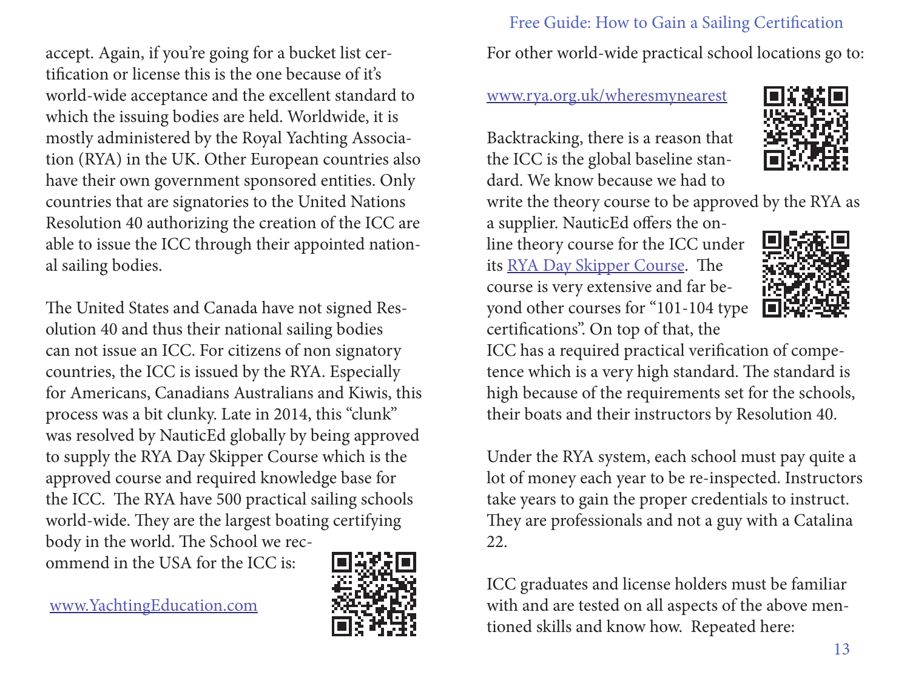accept. Again, if you're going for a bucket list certification or license this is the one because of it's world-wide acceptance and the excellent standard to which the issuing bodies are held. Worldwide, it is mostly administered by the Royal Yachting Association (RYA) in the UK. Other European countries also have their own government sponsored entities. Only countries that are signatories to the United Nations Resolution 40 authorizing the creation of the ICC are able to issue the ICC through their appointed national sailing bodies.

The United States and Canada have not signed Resolution 40 and thus their national sailing bodies can not issue an ICC. For citizens of non signatory countries, the ICC is issued by the RYA. Especially for Americans, Canadians Australians and Kiwis, this process was a bit clunky. Late in 2014, this "clunk" was resolved by NauticEd globally by being approved to supply the RYA Day Skipper Course which is the approved course and required knowledge base for the ICC. The RYA have 500 practical sailing schools world-wide. They are the largest boating certifying body in the world. The School we recommend in the USA for the ICC is:

[www.YachtingEducation.com](http://www.YachtingEducation.com)

For other world-wide practical school locations go to:

[www.rya.org.uk/wheresmynearest](http://www.rya.org.uk/wheresmynearest)

Backtracking, there is a reason that the ICC is the global baseline standard. We know because we had to write the theory course to be approved by the RYA as a supplier. NauticEd offers the online theory course for the ICC under its [RYA Day Skipper Course](#). The course is very extensive and far beyond other courses for "101-104 type certifications". On top of that, the ICC has a required practical verification of competence which is a very high standard. The standard is high because of the requirements set for the schools, their boats and their instructors by Resolution 40.

Under the RYA system, each school must pay quite a lot of money each year to be re-inspected. Instructors take years to gain the proper credentials to instruct. They are professionals and not a guy with a Catalina 22.

ICC graduates and license holders must be familiar with and are tested on all aspects of the above mentioned skills and know how. Repeated here: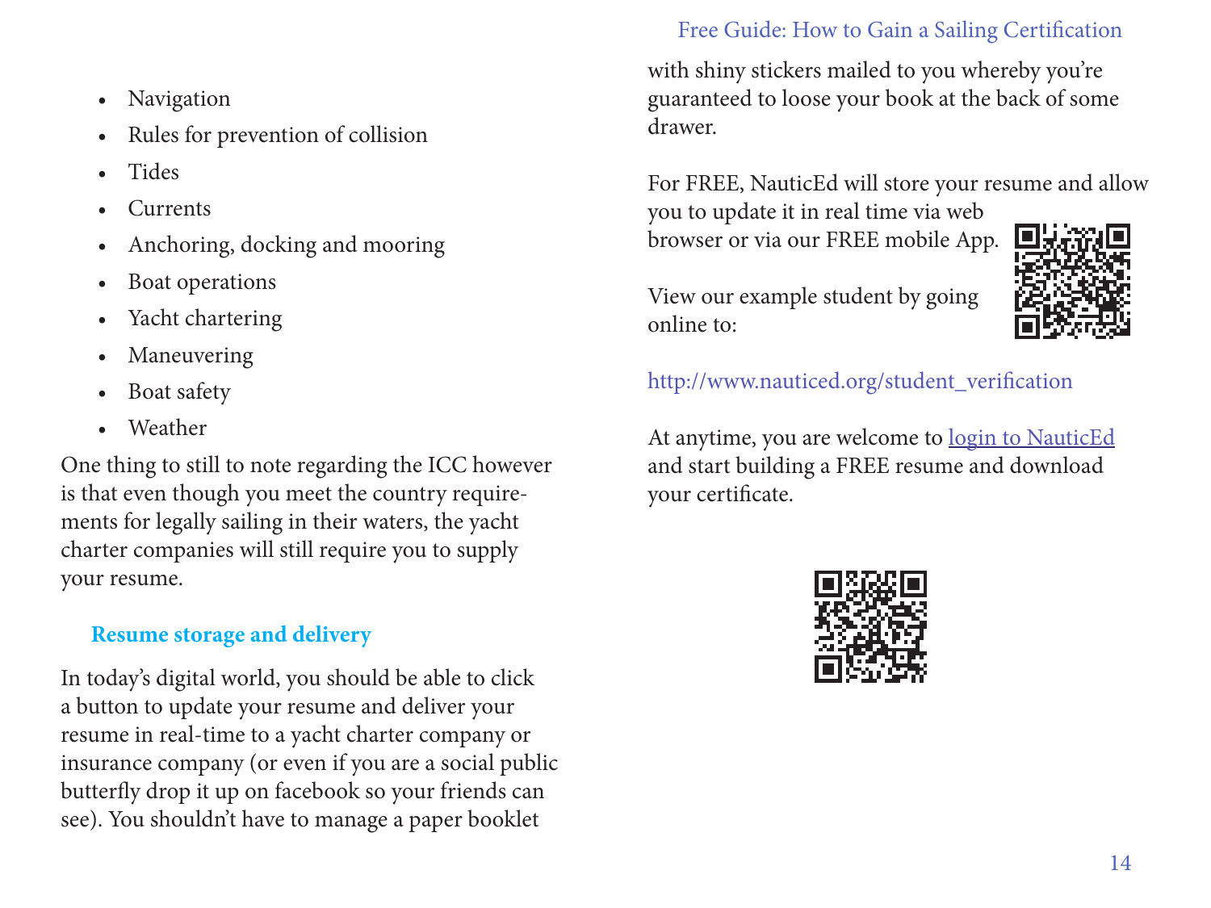- Navigation
- Rules for prevention of collision
- Tides
- Currents
- Anchoring, docking and mooring
- Boat operations
- Yacht chartering
- Maneuvering
- Boat safety
- Weather

One thing to still to note regarding the ICC however is that even though you meet the country requirements for legally sailing in their waters, the yacht charter companies will still require you to supply your resume.

### Resume storage and delivery

In today's digital world, you should be able to click a button to update your resume and deliver your resume in real-time to a yacht charter company or insurance company (or even if you are a social public butterfly drop it up on facebook so your friends can see). You shouldn't have to manage a paper booklet with shiny stickers mailed to you whereby you're guaranteed to loose your book at the back of some drawer.

For FREE, NauticEd will store your resume and allow you to update it in real time via web browser or via our FREE mobile App.

View our example student by going online to:

http://www.nauticed.org/student_verification

At anytime, you are welcome to login to NauticEd and start building a FREE resume and download your certificate.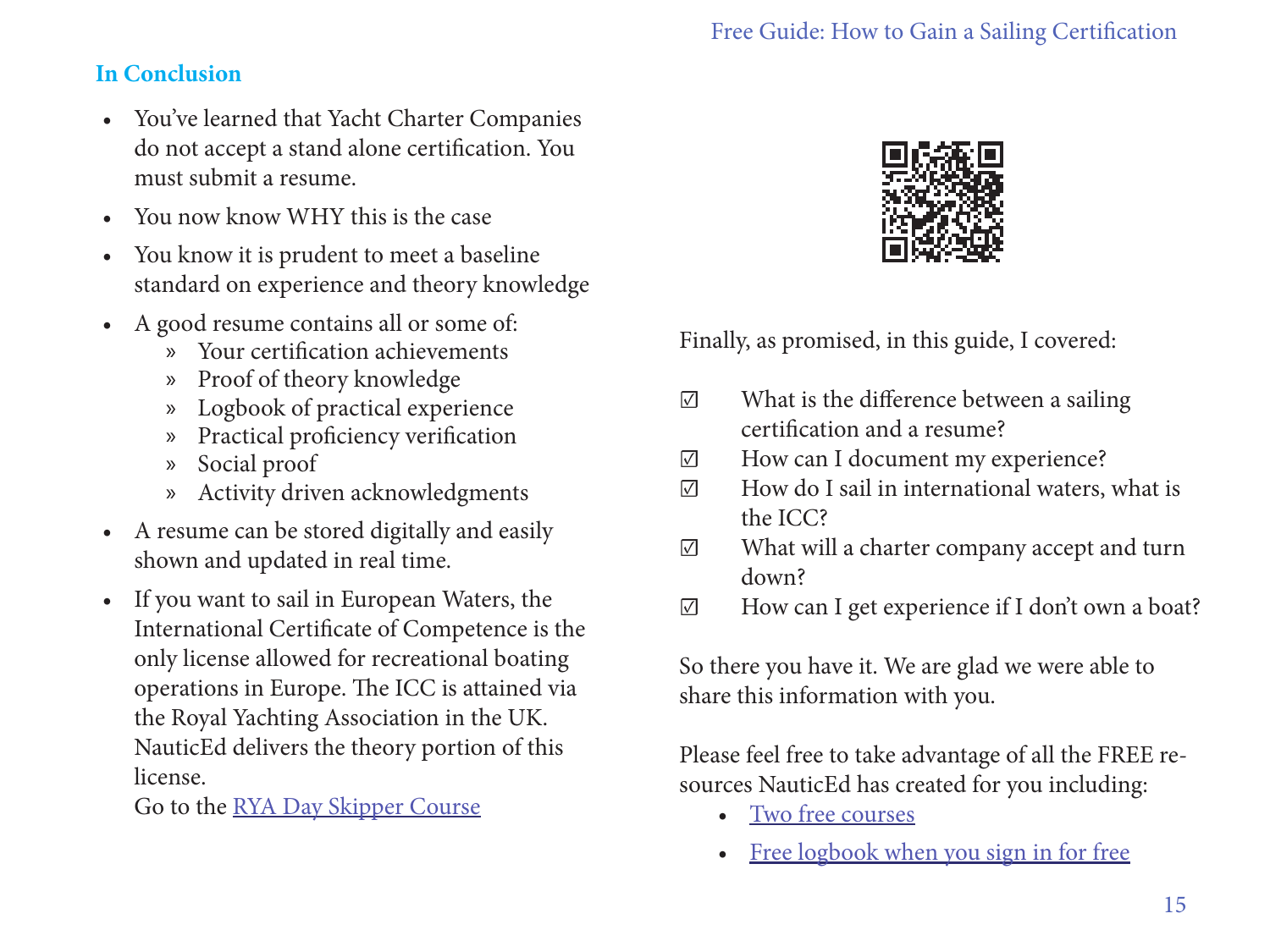## In Conclusion

- You've learned that Yacht Charter Companies do not accept a stand alone certification. You must submit a resume.
- You now know WHY this is the case
- You know it is prudent to meet a baseline standard on experience and theory knowledge
- A good resume contains all or some of:
  - Your certification achievements
  - Proof of theory knowledge
  - Logbook of practical experience
  - Practical proficiency verification
  - Social proof
  - Activity driven acknowledgments
- A resume can be stored digitally and easily shown and updated in real time.
- If you want to sail in European Waters, the International Certificate of Competence is the only license allowed for recreational boating operations in Europe. The ICC is attained via the Royal Yachting Association in the UK. NauticEd delivers the theory portion of this license.
  Go to the [RYA Day Skipper Course]

Finally, as promised, in this guide, I covered:

☑ What is the difference between a sailing certification and a resume?
☑ How can I document my experience?
☑ How do I sail in international waters, what is the ICC?
☑ What will a charter company accept and turn down?
☑ How can I get experience if I don't own a boat?

So there you have it. We are glad we were able to share this information with you.

Please feel free to take advantage of all the FREE resources NauticEd has created for you including:

- [Two free courses]
- [Free logbook when you sign in for free]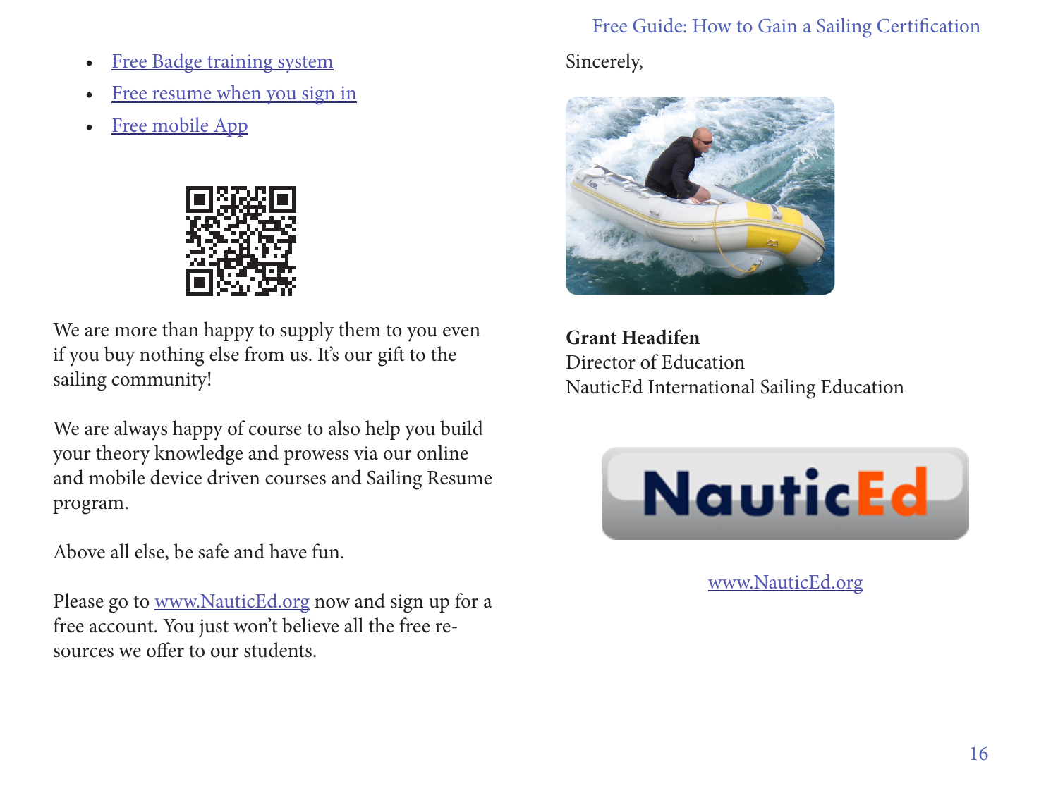- [Free Badge training system]
- [Free resume when you sign in]
- [Free mobile App]

We are more than happy to supply them to you even if you buy nothing else from us. It's our gift to the sailing community!

We are always happy of course to also help you build your theory knowledge and prowess via our online and mobile device driven courses and Sailing Resume program.

Above all else, be safe and have fun.

Please go to www.NauticEd.org now and sign up for a free account. You just won't believe all the free resources we offer to our students.

Sincerely,

**Grant Headifen**
Director of Education
NauticEd International Sailing Education

www.NauticEd.org